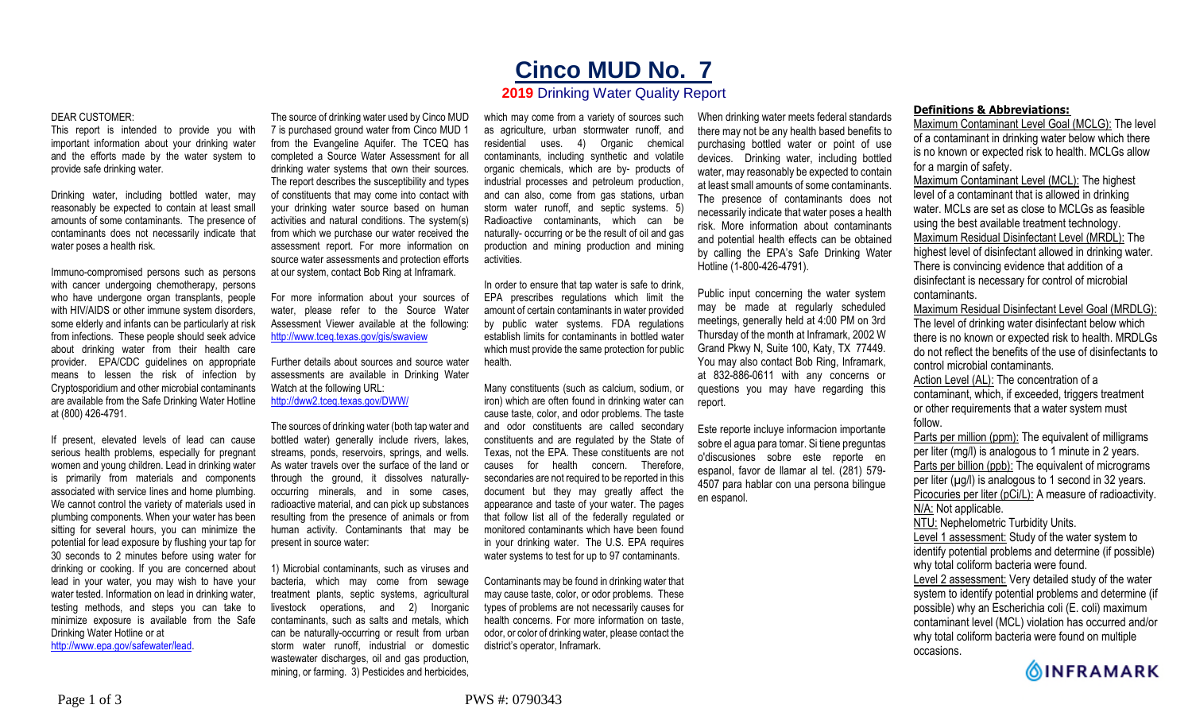# Cinco MUD No. 7

## 2019 Drinking Water Quality Report

DEAR CUSTOMER:

This report is intended to provide you with important information about your drinking water and the efforts made by the water system to provide safe drinking water.

Drinking water, including bottled water, may reasonably be expected to contain at least small amounts of some contaminants. The presence of contaminants does not necessarily indicate that water poses a health risk.

Immuno-compromised persons such as persons with cancer undergoing chemotherapy, persons who have undergone organ transplants, people with HIV/AIDS or other immune system disorders, some elderly and infants can be particularly at risk from infections. These people should seek advice about drinking water from their health care provider. EPA/CDC guidelines on appropriate means to lessen the risk of infection by Cryptosporidium and other microbial contaminants are available from the Safe Drinking Water Hotline at (800) 426-4791.

If present, elevated levels of lead can cause serious health problems, especially for pregnant women and young children. Lead in drinking water is primarily from materials and components associated with service lines and home plumbing. We cannot control the variety of materials used in plumbing components. When your water has been sitting for several hours, you can minimize the potential for lead exposure by flushing your tap for 30 seconds to 2 minutes before using water for drinking or cooking. If you are concerned about lead in your water, you may wish to have your water tested. Information on lead in drinking water, testing methods, and steps you can take to minimize exposure is available from the Safe Drinking Water Hotline or at http://www.epa.gov/safewater/lead.

The source of drinking water used by Cinco MUD 7 is purchased ground water from Cinco MUD 1 from the Evangeline Aquifer. The TCEQ has completed a Source Water Assessment for all drinking water systems that own their sources. The report describes the susceptibility and types of constituents that may come into contact with your drinking water source based on human activities and natural conditions. The system(s) from which we purchase our water received the assessment report. For more information on source water assessments and protection efforts at our system, contact Bob Ring at Inframark.

For more information about your sources of water, please refer to the Source Water Assessment Viewer available at the following: http://www.tceq.texas.gov/gis/swaview

Further details about sources and source water assessments are available in Drinking Water Watch at the following URL: http://dww2.tceq.texas.gov/DWW/

The sources of drinking water (both tap water and bottled water) generally include rivers, lakes, streams, ponds, reservoirs, springs, and wells. As water travels over the surface of the land or through the ground, it dissolves naturally-occurring minerals, and in some cases, radioactive material, and can pick up substances resulting from the presence of animals or from human activity. Contaminants that may be present in source water:

1) Microbial contaminants, such as viruses and bacteria, which may come from sewage treatment plants, septic systems, agricultural livestock operations, and 2) Inorganic contaminants, such as salts and metals, which can be naturally-occurring or result from urban storm water runoff, industrial or domestic wastewater discharges, oil and gas production, mining, or farming. 3) Pesticides and herbicides, which may come from a variety of sources such as agriculture, urban stormwater runoff, and residential uses. 4) Organic chemical contaminants, including synthetic and volatile organic chemicals, which are by- products of industrial processes and petroleum production, and can also, come from gas stations, urban storm water runoff, and septic systems. 5) Radioactive contaminants, which can be naturally- occurring or be the result of oil and gas production and mining production and mining activities.

In order to ensure that tap water is safe to drink, EPA prescribes regulations which limit the amount of certain contaminants in water provided by public water systems. FDA regulations establish limits for contaminants in bottled water which must provide the same protection for public health.

Many constituents (such as calcium, sodium, or iron) which are often found in drinking water can cause taste, color, and odor problems. The taste and odor constituents are called secondary constituents and are regulated by the State of Texas, not the EPA. These constituents are not causes for health concern. Therefore, secondaries are not required to be reported in this document but they may greatly affect the appearance and taste of your water. The pages that follow list all of the federally regulated or monitored contaminants which have been found in your drinking water. The U.S. EPA requires water systems to test for up to 97 contaminants.

Contaminants may be found in drinking water that may cause taste, color, or odor problems. These types of problems are not necessarily causes for health concerns. For more information on taste, odor, or color of drinking water, please contact the district's operator, Inframark.

When drinking water meets federal standards there may not be any health based benefits to purchasing bottled water or point of use devices. Drinking water, including bottled water, may reasonably be expected to contain at least small amounts of some contaminants. The presence of contaminants does not necessarily indicate that water poses a health risk. More information about contaminants and potential health effects can be obtained by calling the EPA's Safe Drinking Water Hotline (1-800-426-4791).

Public input concerning the water system may be made at regularly scheduled meetings, generally held at 4:00 PM on 3rd Thursday of the month at Inframark, 2002 W Grand Pkwy N, Suite 100, Katy, TX 77449. You may also contact Bob Ring, Inframark, at 832-886-0611 with any concerns or questions you may have regarding this report.

Este reporte incluye informacion importante sobre el agua para tomar. Si tiene preguntas o'discusiones sobre este reporte en espanol, favor de llamar al tel. (281) 579-4507 para hablar con una persona bilingue en espanol.

### Definitions & Abbreviations:

Maximum Contaminant Level Goal (MCLG): The level of a contaminant in drinking water below which there is no known or expected risk to health. MCLGs allow for a margin of safety.

Maximum Contaminant Level (MCL): The highest level of a contaminant that is allowed in drinking water. MCLs are set as close to MCLGs as feasible using the best available treatment technology.

Maximum Residual Disinfectant Level (MRDL): The highest level of disinfectant allowed in drinking water. There is convincing evidence that addition of a disinfectant is necessary for control of microbial contaminants.

Maximum Residual Disinfectant Level Goal (MRDLG): The level of drinking water disinfectant below which there is no known or expected risk to health. MRDLGs do not reflect the benefits of the use of disinfectants to control microbial contaminants.

Action Level (AL): The concentration of a contaminant, which, if exceeded, triggers treatment or other requirements that a water system must follow.

Parts per million (ppm): The equivalent of milligrams per liter (mg/l) is analogous to 1 minute in 2 years.

Parts per billion (ppb): The equivalent of micrograms per liter (µg/l) is analogous to 1 second in 32 years.

Picocuries per liter (pCi/L): A measure of radioactivity.

N/A: Not applicable.

NTU: Nephelometric Turbidity Units.

Level 1 assessment: Study of the water system to identify potential problems and determine (if possible) why total coliform bacteria were found.

Level 2 assessment: Very detailed study of the water system to identify potential problems and determine (if possible) why an Escherichia coli (E. coli) maximum contaminant level (MCL) violation has occurred and/or why total coliform bacteria were found on multiple occasions.

INFRAMARK

PWS #: 0790343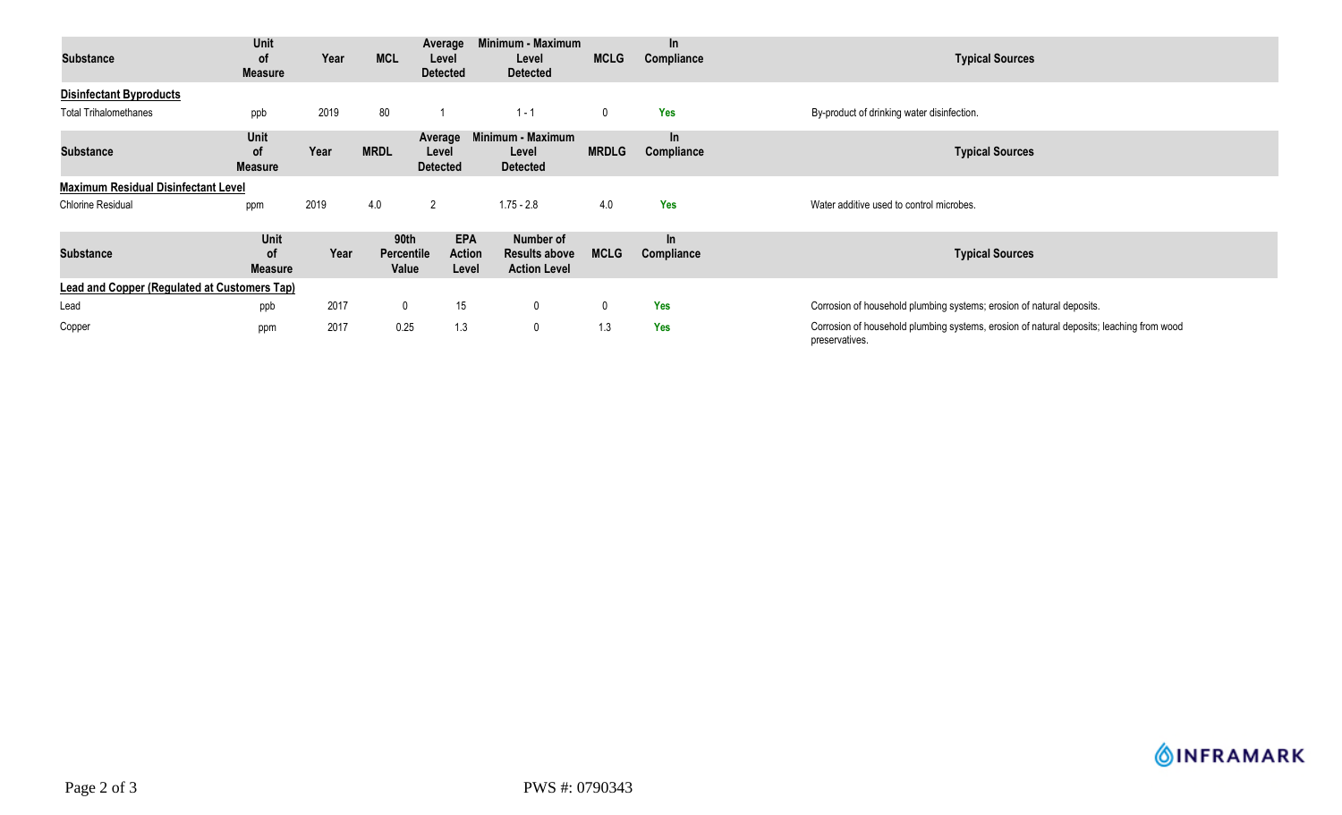| Substance | Unit of Measure | Year | MCL | Average Level Detected | Minimum - Maximum Level Detected | MCLG | In Compliance | Typical Sources |
|---|---|---|---|---|---|---|---|---|
| **Disinfectant Byproducts** | | | | | | | | |
| Total Trihalomethanes | ppb | 2019 | 80 | 1 | 1 - 1 | 0 | Yes | By-product of drinking water disinfection. |

| Substance | Unit of Measure | Year | MRDL | Average Level Detected | Minimum - Maximum Level Detected | MRDLG | In Compliance | Typical Sources |
|---|---|---|---|---|---|---|---|---|
| **Maximum Residual Disinfectant Level** | | | | | | | | |
| Chlorine Residual | ppm | 2019 | 4.0 | 2 | 1.75 - 2.8 | 4.0 | Yes | Water additive used to control microbes. |

| Substance | Unit of Measure | Year | 90th Percentile Value | EPA Action Level | Number of Results above Action Level | MCLG | In Compliance | Typical Sources |
|---|---|---|---|---|---|---|---|---|
| **Lead and Copper (Regulated at Customers Tap)** | | | | | | | | |
| Lead | ppb | 2017 | 0 | 15 | 0 | 0 | Yes | Corrosion of household plumbing systems; erosion of natural deposits. |
| Copper | ppm | 2017 | 0.25 | 1.3 | 0 | 1.3 | Yes | Corrosion of household plumbing systems, erosion of natural deposits; leaching from wood preservatives. |

INFRAMARK

PWS #: 0790343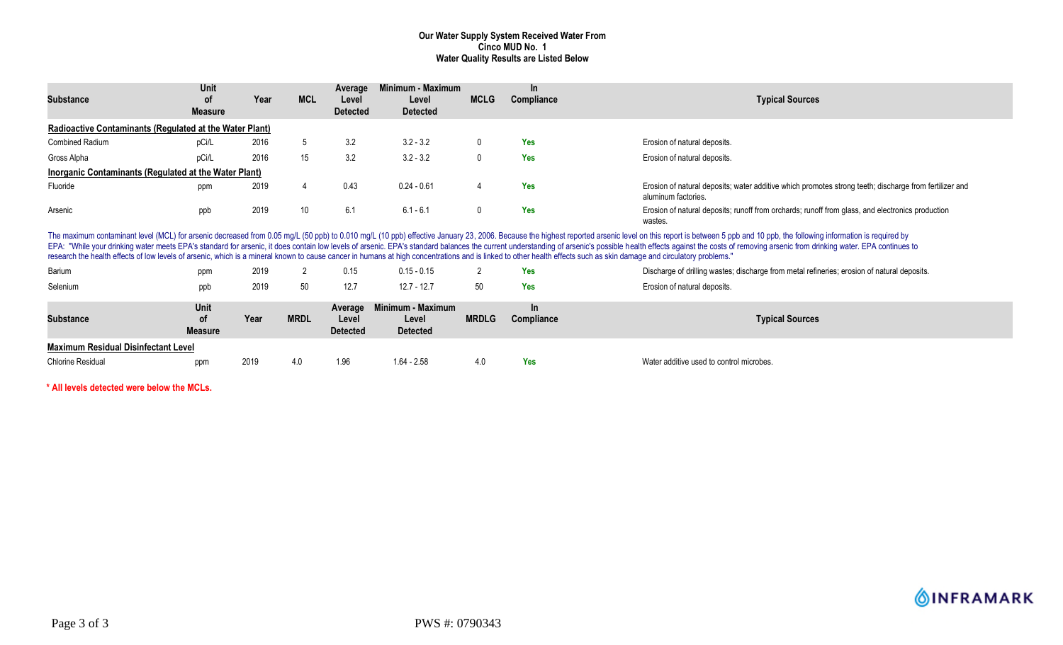**Our Water Supply System Received Water From**
**Cinco MUD No. 1**
**Water Quality Results are Listed Below**

| Substance | Unit of Measure | Year | MCL | Average Level Detected | Minimum - Maximum Level Detected | MCLG | In Compliance | Typical Sources |
|---|---|---|---|---|---|---|---|---|
| **Radioactive Contaminants (Regulated at the Water Plant)** | | | | | | | | |
| Combined Radium | pCi/L | 2016 | 5 | 3.2 | 3.2 - 3.2 | 0 | Yes | Erosion of natural deposits. |
| Gross Alpha | pCi/L | 2016 | 15 | 3.2 | 3.2 - 3.2 | 0 | Yes | Erosion of natural deposits. |
| **Inorganic Contaminants (Regulated at the Water Plant)** | | | | | | | | |
| Fluoride | ppm | 2019 | 4 | 0.43 | 0.24 - 0.61 | 4 | Yes | Erosion of natural deposits; water additive which promotes strong teeth; discharge from fertilizer and aluminum factories. |
| Arsenic | ppb | 2019 | 10 | 6.1 | 6.1 - 6.1 | 0 | Yes | Erosion of natural deposits; runoff from orchards; runoff from glass, and electronics production wastes. |

The maximum contaminant level (MCL) for arsenic decreased from 0.05 mg/L (50 ppb) to 0.010 mg/L (10 ppb) effective January 23, 2006. Because the highest reported arsenic level on this report is between 5 ppb and 10 ppb, the following information is required by EPA: "While your drinking water meets EPA's standard for arsenic, it does contain low levels of arsenic. EPA's standard balances the current understanding of arsenic's possible health effects against the costs of removing arsenic from drinking water. EPA continues to research the health effects of low levels of arsenic, which is a mineral known to cause cancer in humans at high concentrations and is linked to other health effects such as skin damage and circulatory problems."

| Substance | Unit of Measure | Year | MCL | Average Level Detected | Minimum - Maximum Level Detected | MCLG | In Compliance | Typical Sources |
|---|---|---|---|---|---|---|---|---|
| Barium | ppm | 2019 | 2 | 0.15 | 0.15 - 0.15 | 2 | Yes | Discharge of drilling wastes; discharge from metal refineries; erosion of natural deposits. |
| Selenium | ppb | 2019 | 50 | 12.7 | 12.7 - 12.7 | 50 | Yes | Erosion of natural deposits. |

| Substance | Unit of Measure | Year | MRDL | Average Level Detected | Minimum - Maximum Level Detected | MRDLG | In Compliance | Typical Sources |
|---|---|---|---|---|---|---|---|---|
| **Maximum Residual Disinfectant Level** | | | | | | | | |
| Chlorine Residual | ppm | 2019 | 4.0 | 1.96 | 1.64 - 2.58 | 4.0 | Yes | Water additive used to control microbes. |

**\* All levels detected were below the MCLs.**

PWS #: 0790343